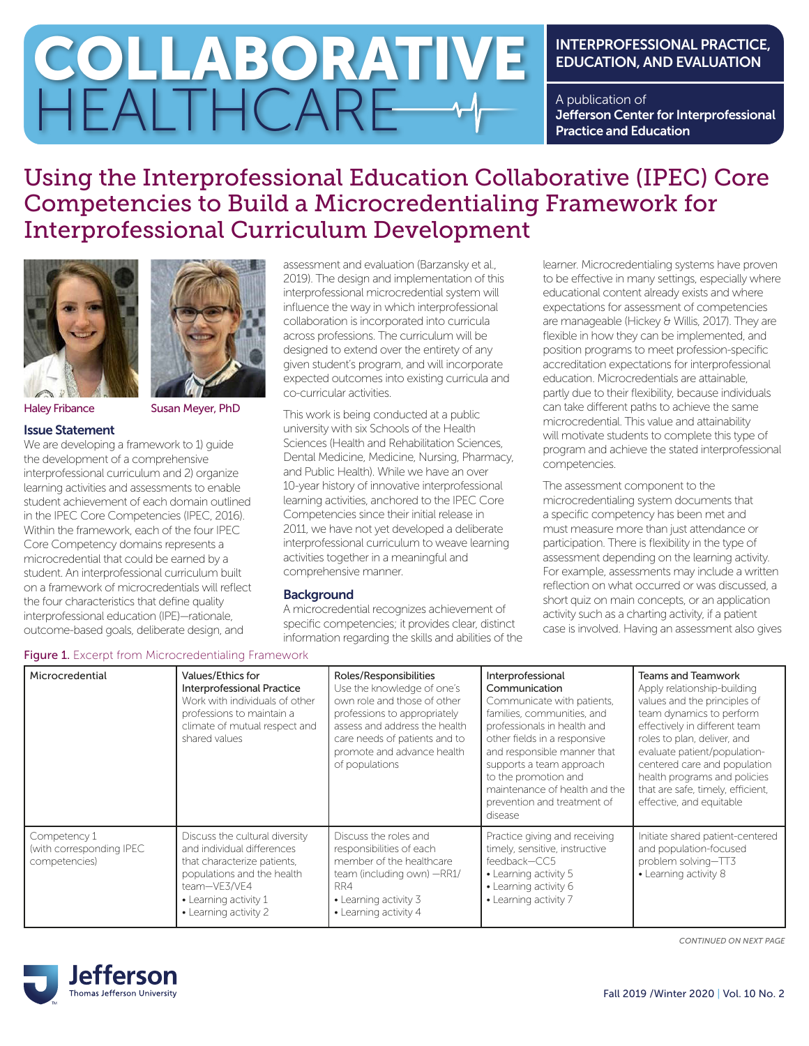# COLLABORATIVE HEALTHCARE

**INTERPROFESSIONAL PRACTICE, EDUCATION, AND EVALUATION**

A publication of
**Jefferson Center for Interprofessional Practice and Education**

## Using the Interprofessional Education Collaborative (IPEC) Core Competencies to Build a Microcredentialing Framework for Interprofessional Curriculum Development

Haley Fribance    Susan Meyer, PhD

### Issue Statement

We are developing a framework to 1) guide the development of a comprehensive interprofessional curriculum and 2) organize learning activities and assessments to enable student achievement of each domain outlined in the IPEC Core Competencies (IPEC, 2016). Within the framework, each of the four IPEC Core Competency domains represents a microcredential that could be earned by a student. An interprofessional curriculum built on a framework of microcredentials will reflect the four characteristics that define quality interprofessional education (IPE)—rationale, outcome-based goals, deliberate design, and assessment and evaluation (Barzansky et al., 2019). The design and implementation of this interprofessional microcredential system will influence the way in which interprofessional collaboration is incorporated into curricula across professions. The curriculum will be designed to extend over the entirety of any given student's program, and will incorporate expected outcomes into existing curricula and co-curricular activities.

This work is being conducted at a public university with six Schools of the Health Sciences (Health and Rehabilitation Sciences, Dental Medicine, Medicine, Nursing, Pharmacy, and Public Health). While we have an over 10-year history of innovative interprofessional learning activities, anchored to the IPEC Core Competencies since their initial release in 2011, we have not yet developed a deliberate interprofessional curriculum to weave learning activities together in a meaningful and comprehensive manner.

### Background

A microcredential recognizes achievement of specific competencies; it provides clear, distinct information regarding the skills and abilities of the learner. Microcredentialing systems have proven to be effective in many settings, especially where educational content already exists and where expectations for assessment of competencies are manageable (Hickey & Willis, 2017). They are flexible in how they can be implemented, and position programs to meet profession-specific accreditation expectations for interprofessional education. Microcredentials are attainable, partly due to their flexibility, because individuals can take different paths to achieve the same microcredential. This value and attainability will motivate students to complete this type of program and achieve the stated interprofessional competencies.

The assessment component to the microcredentialing system documents that a specific competency has been met and must measure more than just attendance or participation. There is flexibility in the type of assessment depending on the learning activity. For example, assessments may include a written reflection on what occurred or was discussed, a short quiz on main concepts, or an application activity such as a charting activity, if a patient case is involved. Having an assessment also gives

**Figure 1.** Excerpt from Microcredentialing Framework

| Microcredential | Values/Ethics for Interprofessional Practice<br>Work with individuals of other professions to maintain a climate of mutual respect and shared values | Roles/Responsibilities<br>Use the knowledge of one's own role and those of other professions to appropriately assess and address the health care needs of patients and to promote and advance health of populations | Interprofessional Communication<br>Communicate with patients, families, communities, and professionals in health and other fields in a responsive and responsible manner that supports a team approach to the promotion and maintenance of health and the prevention and treatment of disease | Teams and Teamwork<br>Apply relationship-building values and the principles of team dynamics to perform effectively in different team roles to plan, deliver, and evaluate patient/population-centered care and population health programs and policies that are safe, timely, efficient, effective, and equitable |
|---|---|---|---|---|
| Competency 1 (with corresponding IPEC competencies) | Discuss the cultural diversity and individual differences that characterize patients, populations and the health team—VE3/VE4<br>• Learning activity 1<br>• Learning activity 2 | Discuss the roles and responsibilities of each member of the healthcare team (including own) —RR1/RR4<br>• Learning activity 3<br>• Learning activity 4 | Practice giving and receiving timely, sensitive, instructive feedback—CC5<br>• Learning activity 5<br>• Learning activity 6<br>• Learning activity 7 | Initiate shared patient-centered and population-focused problem solving—TT3<br>• Learning activity 8 |

*CONTINUED ON NEXT PAGE*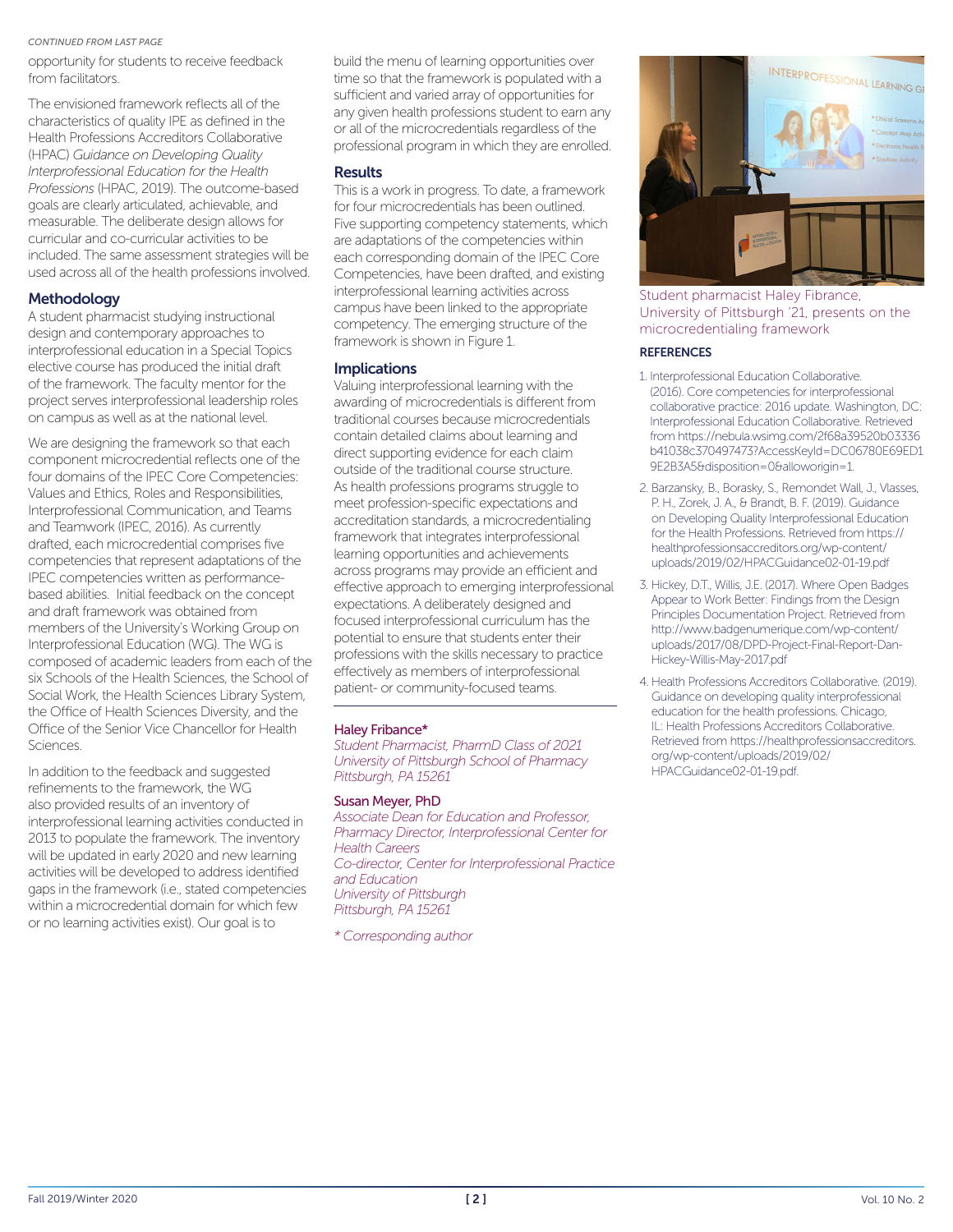*CONTINUED FROM LAST PAGE*

opportunity for students to receive feedback from facilitators.

The envisioned framework reflects all of the characteristics of quality IPE as defined in the Health Professions Accreditors Collaborative (HPAC) *Guidance on Developing Quality Interprofessional Education for the Health Professions* (HPAC, 2019). The outcome-based goals are clearly articulated, achievable, and measurable. The deliberate design allows for curricular and co-curricular activities to be included. The same assessment strategies will be used across all of the health professions involved.

## Methodology

A student pharmacist studying instructional design and contemporary approaches to interprofessional education in a Special Topics elective course has produced the initial draft of the framework. The faculty mentor for the project serves interprofessional leadership roles on campus as well as at the national level.

We are designing the framework so that each component microcredential reflects one of the four domains of the IPEC Core Competencies: Values and Ethics, Roles and Responsibilities, Interprofessional Communication, and Teams and Teamwork (IPEC, 2016). As currently drafted, each microcredential comprises five competencies that represent adaptations of the IPEC competencies written as performance-based abilities. Initial feedback on the concept and draft framework was obtained from members of the University's Working Group on Interprofessional Education (WG). The WG is composed of academic leaders from each of the six Schools of the Health Sciences, the School of Social Work, the Health Sciences Library System, the Office of Health Sciences Diversity, and the Office of the Senior Vice Chancellor for Health Sciences.

In addition to the feedback and suggested refinements to the framework, the WG also provided results of an inventory of interprofessional learning activities conducted in 2013 to populate the framework. The inventory will be updated in early 2020 and new learning activities will be developed to address identified gaps in the framework (i.e., stated competencies within a microcredential domain for which few or no learning activities exist). Our goal is to build the menu of learning opportunities over time so that the framework is populated with a sufficient and varied array of opportunities for any given health professions student to earn any or all of the microcredentials regardless of the professional program in which they are enrolled.

## Results

This is a work in progress. To date, a framework for four microcredentials has been outlined. Five supporting competency statements, which are adaptations of the competencies within each corresponding domain of the IPEC Core Competencies, have been drafted, and existing interprofessional learning activities across campus have been linked to the appropriate competency. The emerging structure of the framework is shown in Figure 1.

## Implications

Valuing interprofessional learning with the awarding of microcredentials is different from traditional courses because microcredentials contain detailed claims about learning and direct supporting evidence for each claim outside of the traditional course structure. As health professions programs struggle to meet profession-specific expectations and accreditation standards, a microcredentialing framework that integrates interprofessional learning opportunities and achievements across programs may provide an efficient and effective approach to emerging interprofessional expectations. A deliberately designed and focused interprofessional curriculum has the potential to ensure that students enter their professions with the skills necessary to practice effectively as members of interprofessional patient- or community-focused teams.

---

Haley Fibrance*
*Student Pharmacist, PharmD Class of 2021*
*University of Pittsburgh School of Pharmacy*
*Pittsburgh, PA 15261*

Susan Meyer, PhD
*Associate Dean for Education and Professor, Pharmacy Director, Interprofessional Center for Health Careers*
*Co-director, Center for Interprofessional Practice and Education*
*University of Pittsburgh*
*Pittsburgh, PA 15261*

*\* Corresponding author*

Student pharmacist Haley Fibrance, University of Pittsburgh '21, presents on the microcredentialing framework

### REFERENCES

1. Interprofessional Education Collaborative. (2016). Core competencies for interprofessional collaborative practice: 2016 update. Washington, DC: Interprofessional Education Collaborative. Retrieved from https://nebula.wsimg.com/2f68a39520b03336b41038c370497473?AccessKeyId=DC06780E69ED19E2B3A5&disposition=0&alloworigin=1.
2. Barzansky, B., Borasky, S., Remondet Wall, J., Vlasses, P. H., Zorek, J. A., & Brandt, B. F. (2019). Guidance on Developing Quality Interprofessional Education for the Health Professions. Retrieved from https://healthprofessionsaccreditors.org/wp-content/uploads/2019/02/HPACGuidance02-01-19.pdf
3. Hickey, D.T., Willis, J.E. (2017). Where Open Badges Appear to Work Better: Findings from the Design Principles Documentation Project. Retrieved from http://www.badgenumerique.com/wp-content/uploads/2017/08/DPD-Project-Final-Report-Dan-Hickey-Willis-May-2017.pdf
4. Health Professions Accreditors Collaborative. (2019). Guidance on developing quality interprofessional education for the health professions. Chicago, IL: Health Professions Accreditors Collaborative. Retrieved from https://healthprofessionsaccreditors.org/wp-content/uploads/2019/02/HPACGuidance02-01-19.pdf.